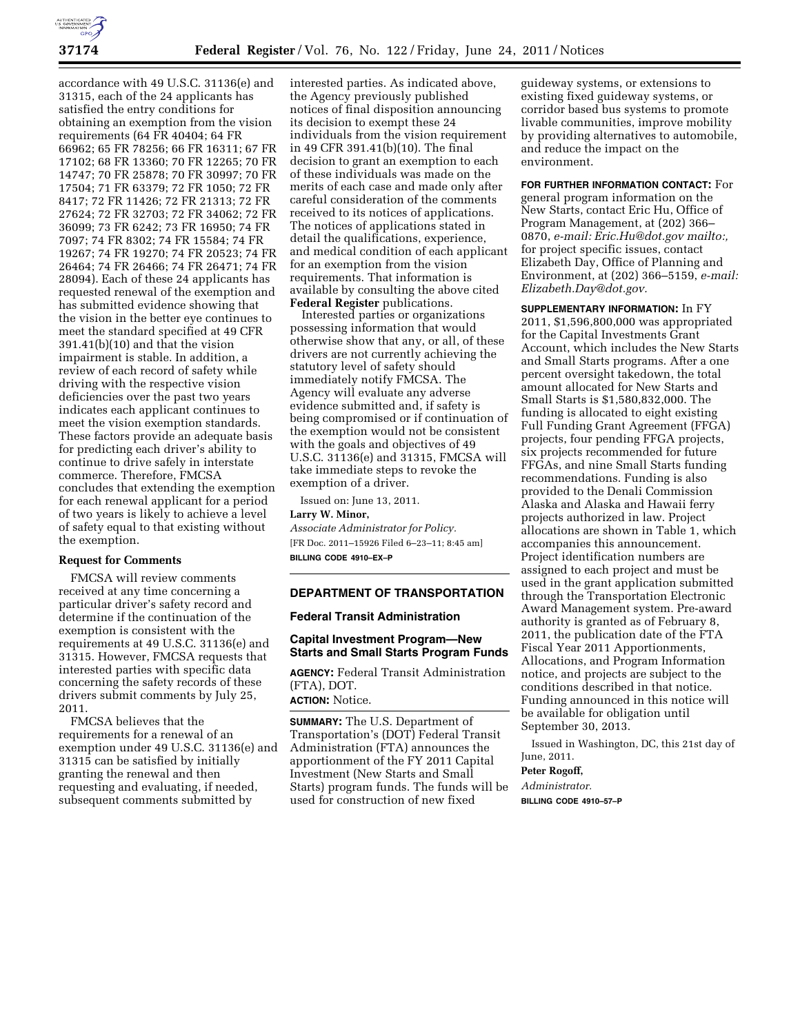accordance with 49 U.S.C. 31136(e) and 31315, each of the 24 applicants has satisfied the entry conditions for obtaining an exemption from the vision requirements (64 FR 40404; 64 FR 66962; 65 FR 78256; 66 FR 16311; 67 FR 17102; 68 FR 13360; 70 FR 12265; 70 FR 14747; 70 FR 25878; 70 FR 30997; 70 FR 17504; 71 FR 63379; 72 FR 1050; 72 FR 8417; 72 FR 11426; 72 FR 21313; 72 FR 27624; 72 FR 32703; 72 FR 34062; 72 FR 36099; 73 FR 6242; 73 FR 16950; 74 FR 7097; 74 FR 8302; 74 FR 15584; 74 FR 19267; 74 FR 19270; 74 FR 20523; 74 FR 26464; 74 FR 26466; 74 FR 26471; 74 FR 28094). Each of these 24 applicants has requested renewal of the exemption and has submitted evidence showing that the vision in the better eye continues to meet the standard specified at 49 CFR 391.41(b)(10) and that the vision impairment is stable. In addition, a review of each record of safety while driving with the respective vision deficiencies over the past two years indicates each applicant continues to meet the vision exemption standards. These factors provide an adequate basis for predicting each driver's ability to continue to drive safely in interstate commerce. Therefore, FMCSA concludes that extending the exemption for each renewal applicant for a period of two years is likely to achieve a level of safety equal to that existing without the exemption.

### Request for Comments

FMCSA will review comments received at any time concerning a particular driver's safety record and determine if the continuation of the exemption is consistent with the requirements at 49 U.S.C. 31136(e) and 31315. However, FMCSA requests that interested parties with specific data concerning the safety records of these drivers submit comments by July 25, 2011.

FMCSA believes that the requirements for a renewal of an exemption under 49 U.S.C. 31136(e) and 31315 can be satisfied by initially granting the renewal and then requesting and evaluating, if needed, subsequent comments submitted by interested parties. As indicated above, the Agency previously published notices of final disposition announcing its decision to exempt these 24 individuals from the vision requirement in 49 CFR 391.41(b)(10). The final decision to grant an exemption to each of these individuals was made on the merits of each case and made only after careful consideration of the comments received to its notices of applications. The notices of applications stated in detail the qualifications, experience, and medical condition of each applicant for an exemption from the vision requirements. That information is available by consulting the above cited **Federal Register** publications.

Interested parties or organizations possessing information that would otherwise show that any, or all, of these drivers are not currently achieving the statutory level of safety should immediately notify FMCSA. The Agency will evaluate any adverse evidence submitted and, if safety is being compromised or if continuation of the exemption would not be consistent with the goals and objectives of 49 U.S.C. 31136(e) and 31315, FMCSA will take immediate steps to revoke the exemption of a driver.

Issued on: June 13, 2011.

**Larry W. Minor,**

*Associate Administrator for Policy.*

[FR Doc. 2011–15926 Filed 6–23–11; 8:45 am]

**BILLING CODE 4910–EX–P**

## DEPARTMENT OF TRANSPORTATION

### Federal Transit Administration

### Capital Investment Program—New Starts and Small Starts Program Funds

**AGENCY:** Federal Transit Administration (FTA), DOT.

**ACTION:** Notice.

**SUMMARY:** The U.S. Department of Transportation's (DOT) Federal Transit Administration (FTA) announces the apportionment of the FY 2011 Capital Investment (New Starts and Small Starts) program funds. The funds will be used for construction of new fixed guideway systems, or extensions to existing fixed guideway systems, or corridor based bus systems to promote livable communities, improve mobility by providing alternatives to automobile, and reduce the impact on the environment.

**FOR FURTHER INFORMATION CONTACT:** For general program information on the New Starts, contact Eric Hu, Office of Program Management, at (202) 366–0870, *e-mail: Eric.Hu@dot.gov mailto:,* for project specific issues, contact Elizabeth Day, Office of Planning and Environment, at (202) 366–5159, *e-mail: Elizabeth.Day@dot.gov.*

**SUPPLEMENTARY INFORMATION:** In FY 2011, $1,596,800,000 was appropriated for the Capital Investments Grant Account, which includes the New Starts and Small Starts programs. After a one percent oversight takedown, the total amount allocated for New Starts and Small Starts is $1,580,832,000. The funding is allocated to eight existing Full Funding Grant Agreement (FFGA) projects, four pending FFGA projects, six projects recommended for future FFGAs, and nine Small Starts funding recommendations. Funding is also provided to the Denali Commission Alaska and Alaska and Hawaii ferry projects authorized in law. Project allocations are shown in Table 1, which accompanies this announcement. Project identification numbers are assigned to each project and must be used in the grant application submitted through the Transportation Electronic Award Management system. Pre-award authority is granted as of February 8, 2011, the publication date of the FTA Fiscal Year 2011 Apportionments, Allocations, and Program Information notice, and projects are subject to the conditions described in that notice. Funding announced in this notice will be available for obligation until September 30, 2013.

Issued in Washington, DC, this 21st day of June, 2011.

**Peter Rogoff,**

*Administrator.*

**BILLING CODE 4910–57–P**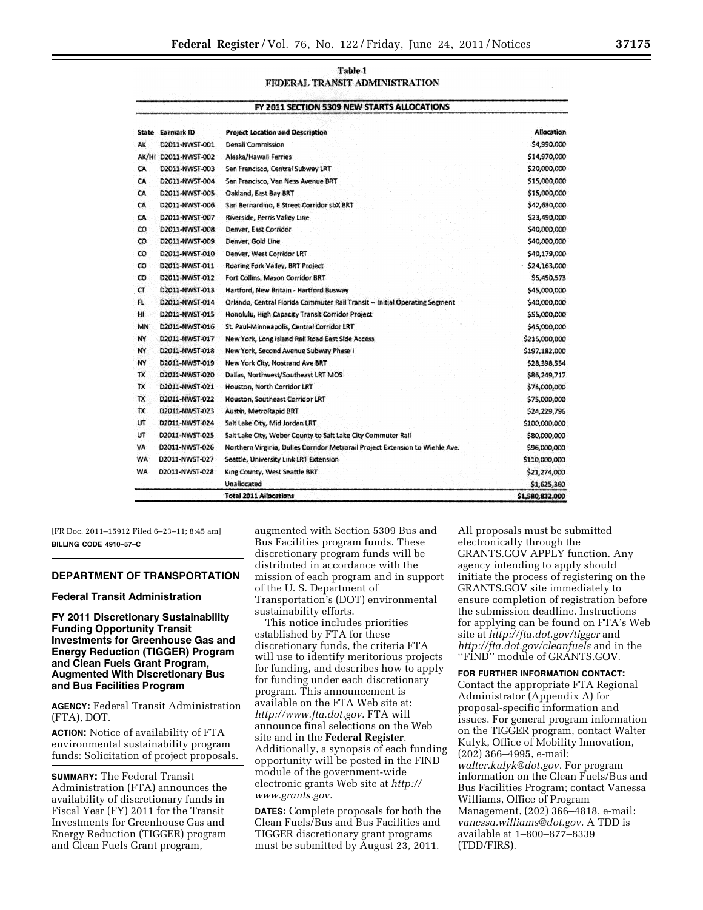Table 1
FEDERAL TRANSIT ADMINISTRATION

FY 2011 SECTION 5309 NEW STARTS ALLOCATIONS

| State | Earmark ID | Project Location and Description | Allocation |
|---|---|---|---|
| AK | D2011-NWST-001 | Denali Commission | $4,990,000 |
| AK/HI | D2011-NWST-002 | Alaska/Hawaii Ferries | $14,970,000 |
| CA | D2011-NWST-003 | San Francisco, Central Subway LRT | $20,000,000 |
| CA | D2011-NWST-004 | San Francisco, Van Ness Avenue BRT | $15,000,000 |
| CA | D2011-NWST-005 | Oakland, East Bay BRT | $15,000,000 |
| CA | D2011-NWST-006 | San Bernardino, E Street Corridor sbX BRT | $42,630,000 |
| CA | D2011-NWST-007 | Riverside, Perris Valley Line | $23,490,000 |
| CO | D2011-NWST-008 | Denver, East Corridor | $40,000,000 |
| CO | D2011-NWST-009 | Denver, Gold Line | $40,000,000 |
| CO | D2011-NWST-010 | Denver, West Corridor LRT | $40,179,000 |
| CO | D2011-NWST-011 | Roaring Fork Valley, BRT Project | $24,163,000 |
| CO | D2011-NWST-012 | Fort Collins, Mason Corridor BRT | $5,450,573 |
| CT | D2011-NWST-013 | Hartford, New Britain - Hartford Busway | $45,000,000 |
| FL | D2011-NWST-014 | Orlando, Central Florida Commuter Rail Transit – Initial Operating Segment | $40,000,000 |
| HI | D2011-NWST-015 | Honolulu, High Capacity Transit Corridor Project | $55,000,000 |
| MN | D2011-NWST-016 | St. Paul-Minneapolis, Central Corridor LRT | $45,000,000 |
| NY | D2011-NWST-017 | New York, Long Island Rail Road East Side Access | $215,000,000 |
| NY | D2011-NWST-018 | New York, Second Avenue Subway Phase I | $197,182,000 |
| NY | D2011-NWST-019 | New York City, Nostrand Ave BRT | $28,398,554 |
| TX | D2011-NWST-020 | Dallas, Northwest/Southeast LRT MOS | $86,249,717 |
| TX | D2011-NWST-021 | Houston, North Corridor LRT | $75,000,000 |
| TX | D2011-NWST-022 | Houston, Southeast Corridor LRT | $75,000,000 |
| TX | D2011-NWST-023 | Austin, MetroRapid BRT | $24,229,796 |
| UT | D2011-NWST-024 | Salt Lake City, Mid Jordan LRT | $100,000,000 |
| UT | D2011-NWST-025 | Salt Lake City, Weber County to Salt Lake City Commuter Rail | $80,000,000 |
| VA | D2011-NWST-026 | Northern Virginia, Dulles Corridor Metrorail Project Extension to Wiehle Ave. | $96,000,000 |
| WA | D2011-NWST-027 | Seattle, University Link LRT Extension | $110,000,000 |
| WA | D2011-NWST-028 | King County, West Seattle BRT | $21,274,000 |
| | | Unallocated | $1,625,360 |
| | | **Total 2011 Allocations** | **$1,580,832,000** |

[FR Doc. 2011–15912 Filed 6–23–11; 8:45 am]

**BILLING CODE 4910–57–C**

## DEPARTMENT OF TRANSPORTATION

### Federal Transit Administration

### FY 2011 Discretionary Sustainability Funding Opportunity Transit Investments for Greenhouse Gas and Energy Reduction (TIGGER) Program and Clean Fuels Grant Program, Augmented With Discretionary Bus and Bus Facilities Program

**AGENCY:** Federal Transit Administration (FTA), DOT.

**ACTION:** Notice of availability of FTA environmental sustainability program funds: Solicitation of project proposals.

**SUMMARY:** The Federal Transit Administration (FTA) announces the availability of discretionary funds in Fiscal Year (FY) 2011 for the Transit Investments for Greenhouse Gas and Energy Reduction (TIGGER) program and Clean Fuels Grant program, augmented with Section 5309 Bus and Bus Facilities program funds. These discretionary program funds will be distributed in accordance with the mission of each program and in support of the U. S. Department of Transportation's (DOT) environmental sustainability efforts.

This notice includes priorities established by FTA for these discretionary funds, the criteria FTA will use to identify meritorious projects for funding, and describes how to apply for funding under each discretionary program. This announcement is available on the FTA Web site at: *http://www.fta.dot.gov.* FTA will announce final selections on the Web site and in the **Federal Register**. Additionally, a synopsis of each funding opportunity will be posted in the FIND module of the government-wide electronic grants Web site at *http://www.grants.gov.*

**DATES:** Complete proposals for both the Clean Fuels/Bus and Bus Facilities and TIGGER discretionary grant programs must be submitted by August 23, 2011. All proposals must be submitted electronically through the GRANTS.GOV APPLY function. Any agency intending to apply should initiate the process of registering on the GRANTS.GOV site immediately to ensure completion of registration before the submission deadline. Instructions for applying can be found on FTA's Web site at *http://fta.dot.gov/tigger* and *http://fta.dot.gov/cleanfuels* and in the ''FIND'' module of GRANTS.GOV.

**FOR FURTHER INFORMATION CONTACT:** Contact the appropriate FTA Regional Administrator (Appendix A) for proposal-specific information and issues. For general program information on the TIGGER program, contact Walter Kulyk, Office of Mobility Innovation, (202) 366–4995, e-mail: *walter.kulyk@dot.gov.* For program information on the Clean Fuels/Bus and Bus Facilities Program; contact Vanessa Williams, Office of Program Management, (202) 366–4818, e-mail: *vanessa.williams@dot.gov.* A TDD is available at 1–800–877–8339 (TDD/FIRS).